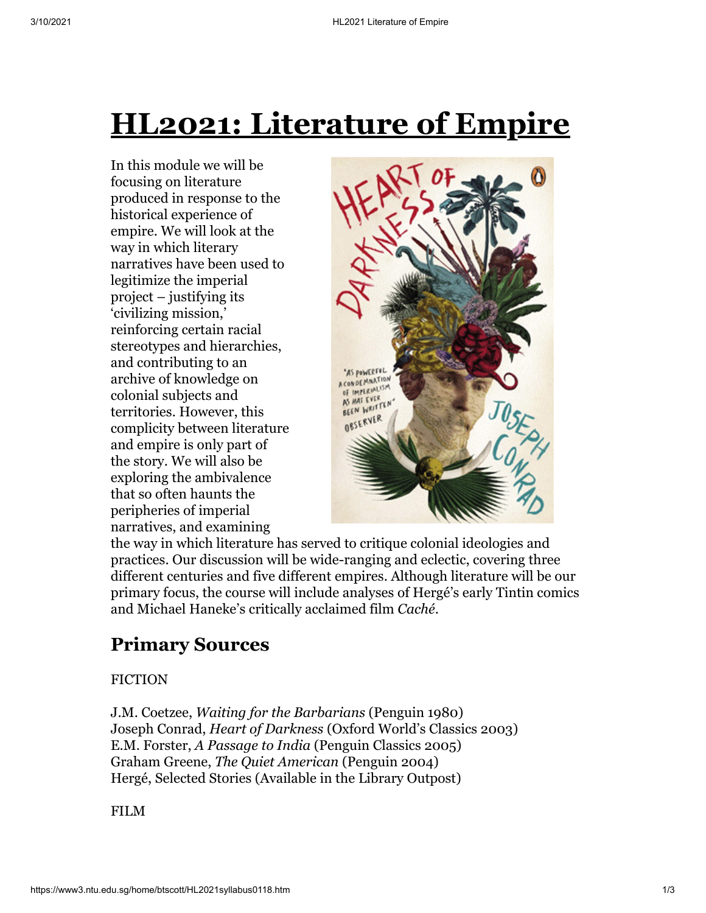# HL2021: Literature of Empire

In this module we will be focusing on literature produced in response to the historical experience of empire. We will look at the way in which literary narratives have been used to legitimize the imperial project – justifying its 'civilizing mission,' reinforcing certain racial stereotypes and hierarchies, and contributing to an archive of knowledge on colonial subjects and territories. However, this complicity between literature and empire is only part of the story. We will also be exploring the ambivalence that so often haunts the peripheries of imperial narratives, and examining the way in which literature has served to critique colonial ideologies and practices. Our discussion will be wide-ranging and eclectic, covering three different centuries and five different empires. Although literature will be our primary focus, the course will include analyses of Hergé's early Tintin comics and Michael Haneke's critically acclaimed film *Caché*.

## Primary Sources

FICTION

J.M. Coetzee, *Waiting for the Barbarians* (Penguin 1980)
Joseph Conrad, *Heart of Darkness* (Oxford World's Classics 2003)
E.M. Forster, *A Passage to India* (Penguin Classics 2005)
Graham Greene, *The Quiet American* (Penguin 2004)
Hergé, Selected Stories (Available in the Library Outpost)

FILM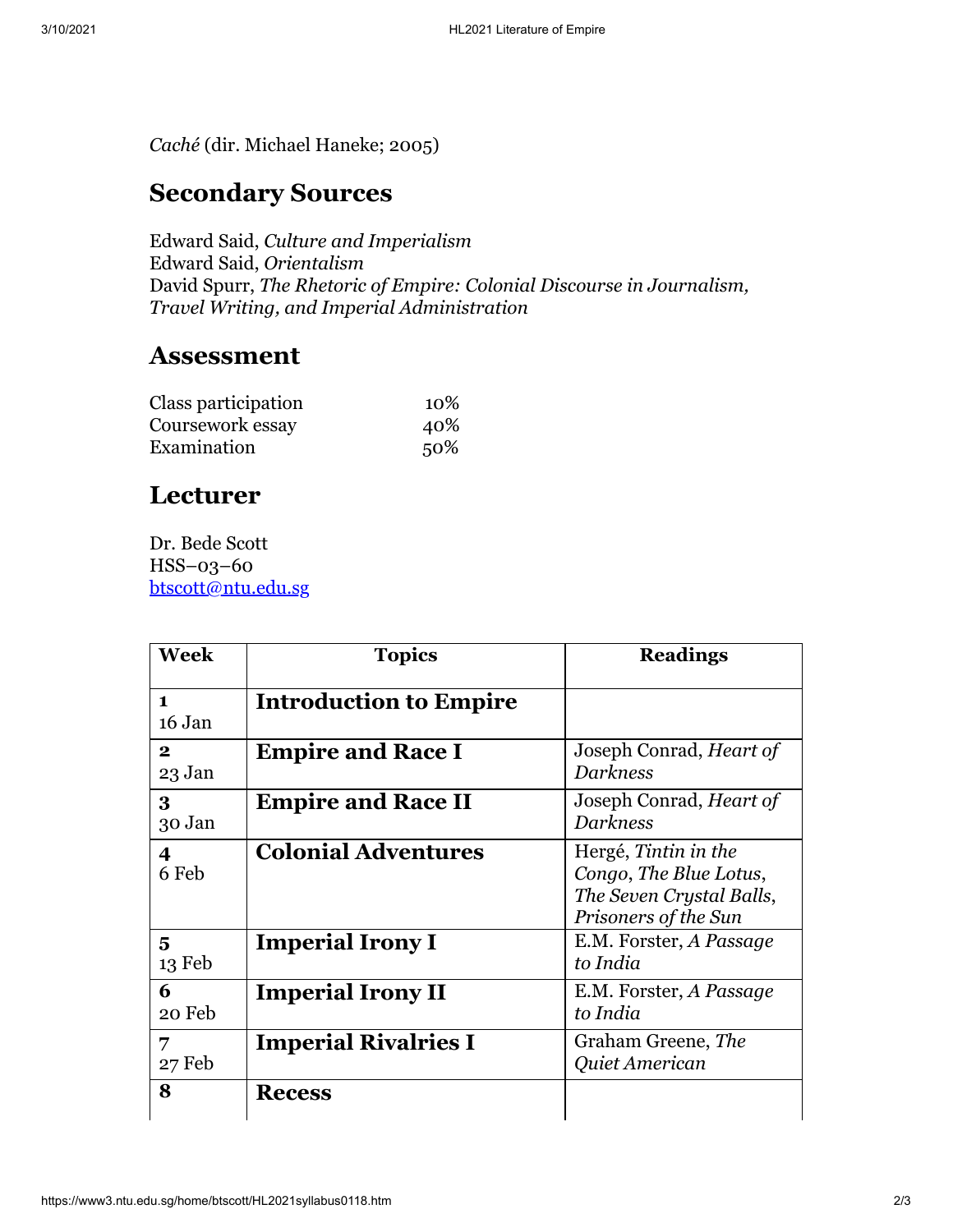*Caché* (dir. Michael Haneke; 2005)

## Secondary Sources

Edward Said, *Culture and Imperialism*
Edward Said, *Orientalism*
David Spurr, *The Rhetoric of Empire: Colonial Discourse in Journalism, Travel Writing, and Imperial Administration*

## Assessment

| | |
|---|---|
| Class participation | 10% |
| Coursework essay | 40% |
| Examination | 50% |

## Lecturer

Dr. Bede Scott
HSS–03–60
btscott@ntu.edu.sg

| Week | Topics | Readings |
|---|---|---|
| **1** 16 Jan | **Introduction to Empire** | |
| **2** 23 Jan | **Empire and Race I** | Joseph Conrad, *Heart of Darkness* |
| **3** 30 Jan | **Empire and Race II** | Joseph Conrad, *Heart of Darkness* |
| **4** 6 Feb | **Colonial Adventures** | Hergé, *Tintin in the Congo*, *The Blue Lotus*, *The Seven Crystal Balls*, *Prisoners of the Sun* |
| **5** 13 Feb | **Imperial Irony I** | E.M. Forster, *A Passage to India* |
| **6** 20 Feb | **Imperial Irony II** | E.M. Forster, *A Passage to India* |
| **7** 27 Feb | **Imperial Rivalries I** | Graham Greene, *The Quiet American* |
| **8** | **Recess** | |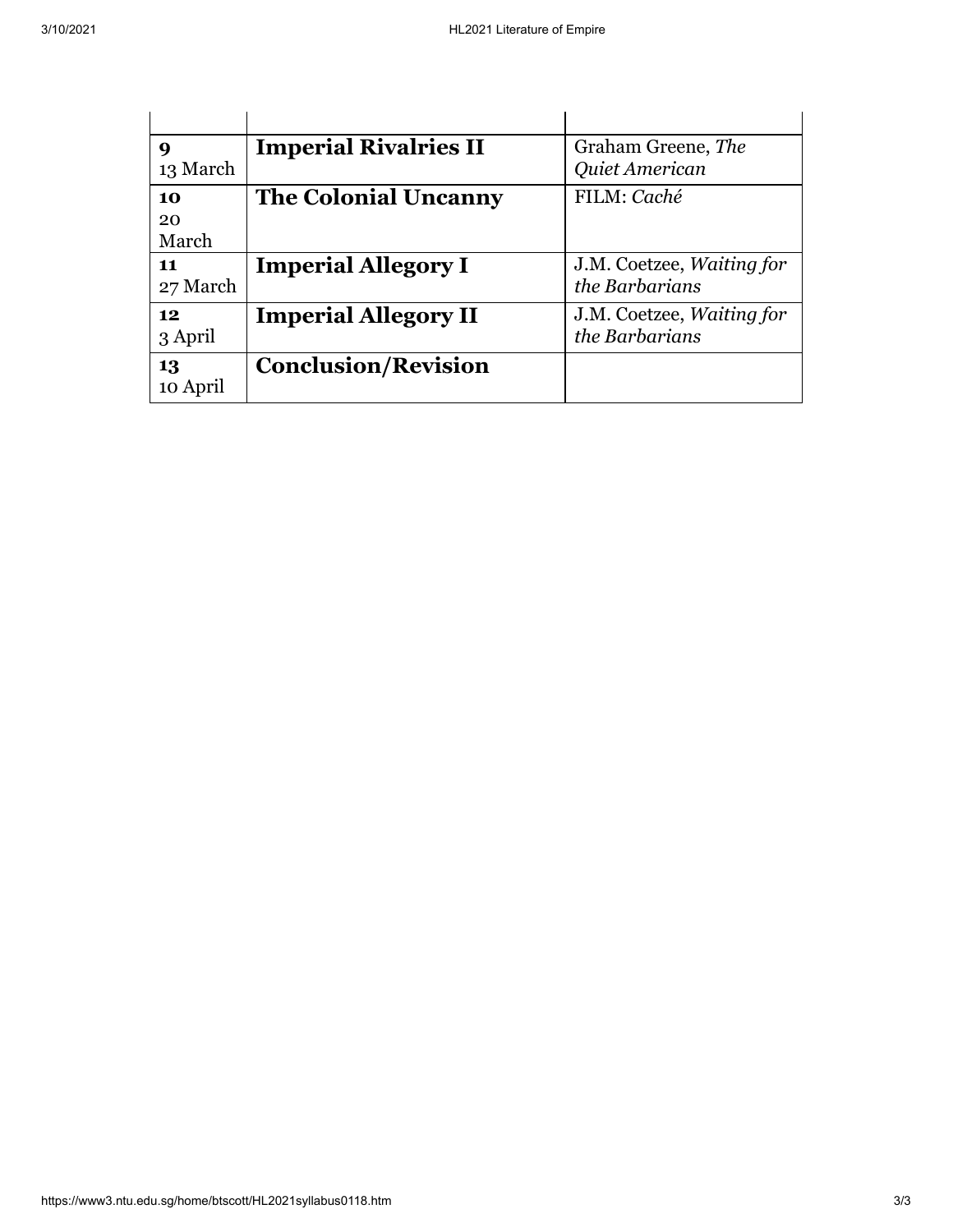| | | |
|---|---|---|
| **9**<br>13 March | **Imperial Rivalries II** | Graham Greene, *The Quiet American* |
| **10**<br>20<br>March | **The Colonial Uncanny** | FILM: *Caché* |
| **11**<br>27 March | **Imperial Allegory I** | J.M. Coetzee, *Waiting for the Barbarians* |
| **12**<br>3 April | **Imperial Allegory II** | J.M. Coetzee, *Waiting for the Barbarians* |
| **13**<br>10 April | **Conclusion/Revision** | |